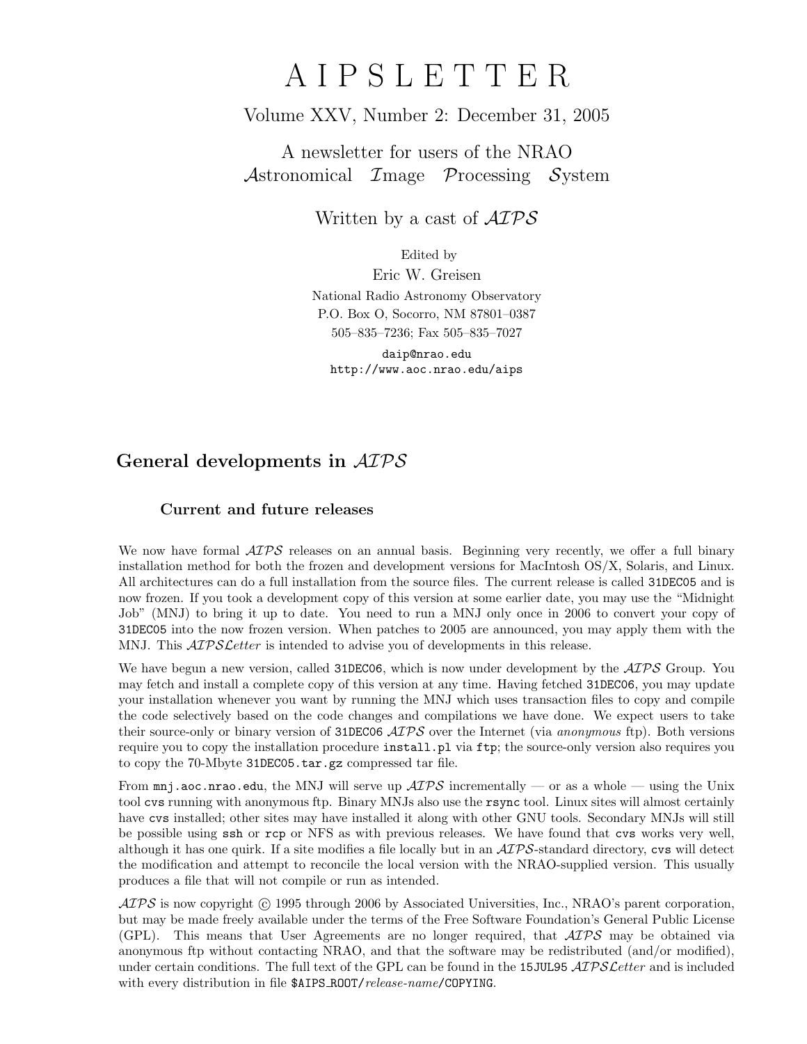# A I P S L E T T E R

Volume XXV, Number 2: December 31, 2005

A newsletter for users of the NRAO
*Astronomical Image Processing System*

Written by a cast of *AIPS*

Edited by
Eric W. Greisen
National Radio Astronomy Observatory
P.O. Box O, Socorro, NM 87801–0387
505–835–7236; Fax 505–835–7027

daip@nrao.edu
http://www.aoc.nrao.edu/aips

## General developments in *AIPS*

### Current and future releases

We now have formal *AIPS* releases on an annual basis. Beginning very recently, we offer a full binary installation method for both the frozen and development versions for MacIntosh OS/X, Solaris, and Linux. All architectures can do a full installation from the source files. The current release is called `31DEC05` and is now frozen. If you took a development copy of this version at some earlier date, you may use the "Midnight Job" (MNJ) to bring it up to date. You need to run a MNJ only once in 2006 to convert your copy of `31DEC05` into the now frozen version. When patches to 2005 are announced, you may apply them with the MNJ. This *AIPSLetter* is intended to advise you of developments in this release.

We have begun a new version, called `31DEC06`, which is now under development by the *AIPS* Group. You may fetch and install a complete copy of this version at any time. Having fetched `31DEC06`, you may update your installation whenever you want by running the MNJ which uses transaction files to copy and compile the code selectively based on the code changes and compilations we have done. We expect users to take their source-only or binary version of `31DEC06` *AIPS* over the Internet (via *anonymous* ftp). Both versions require you to copy the installation procedure `install.pl` via `ftp`; the source-only version also requires you to copy the 70-Mbyte `31DEC05.tar.gz` compressed tar file.

From `mnj.aoc.nrao.edu`, the MNJ will serve up *AIPS* incrementally — or as a whole — using the Unix tool `cvs` running with anonymous ftp. Binary MNJs also use the `rsync` tool. Linux sites will almost certainly have `cvs` installed; other sites may have installed it along with other GNU tools. Secondary MNJs will still be possible using `ssh` or `rcp` or NFS as with previous releases. We have found that `cvs` works very well, although it has one quirk. If a site modifies a file locally but in an *AIPS*-standard directory, `cvs` will detect the modification and attempt to reconcile the local version with the NRAO-supplied version. This usually produces a file that will not compile or run as intended.

*AIPS* is now copyright © 1995 through 2006 by Associated Universities, Inc., NRAO's parent corporation, but may be made freely available under the terms of the Free Software Foundation's General Public License (GPL). This means that User Agreements are no longer required, that *AIPS* may be obtained via anonymous ftp without contacting NRAO, and that the software may be redistributed (and/or modified), under certain conditions. The full text of the GPL can be found in the `15JUL95` *AIPSLetter* and is included with every distribution in file `$AIPS_ROOT/`*release-name*`/COPYING`.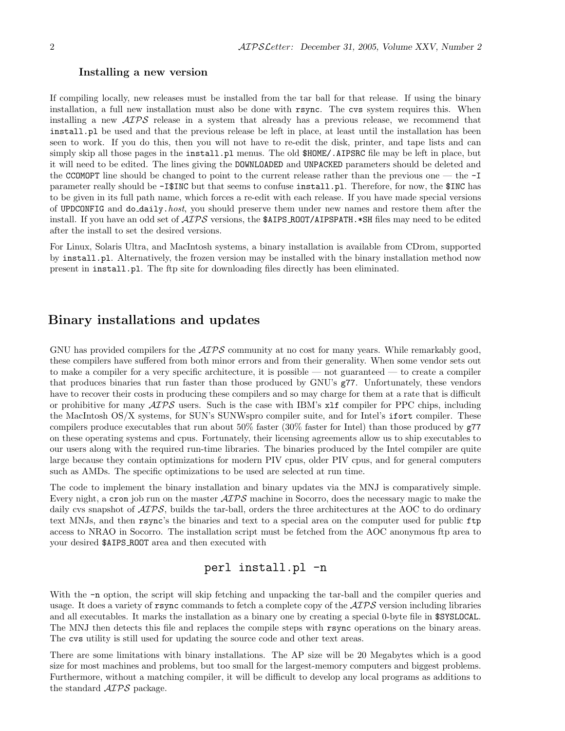### Installing a new version

If compiling locally, new releases must be installed from the tar ball for that release. If using the binary installation, a full new installation must also be done with `rsync`. The `cvs` system requires this. When installing a new *AIPS* release in a system that already has a previous release, we recommend that `install.pl` be used and that the previous release be left in place, at least until the installation has been seen to work. If you do this, then you will not have to re-edit the disk, printer, and tape lists and can simply skip all those pages in the `install.pl` menus. The old `$HOME/.AIPSRC` file may be left in place, but it will need to be edited. The lines giving the `DOWNLOADED` and `UNPACKED` parameters should be deleted and the `CCOMOPT` line should be changed to point to the current release rather than the previous one — the `-I` parameter really should be `-I$INC` but that seems to confuse `install.pl`. Therefore, for now, the `$INC` has to be given in its full path name, which forces a re-edit with each release. If you have made special versions of `UPDCONFIG` and `do_daily.`*host*, you should preserve them under new names and restore them after the install. If you have an odd set of *AIPS* versions, the `$AIPS_ROOT/AIPSPATH.*SH` files may need to be edited after the install to set the desired versions.

For Linux, Solaris Ultra, and MacIntosh systems, a binary installation is available from CDrom, supported by `install.pl`. Alternatively, the frozen version may be installed with the binary installation method now present in `install.pl`. The ftp site for downloading files directly has been eliminated.

## Binary installations and updates

GNU has provided compilers for the *AIPS* community at no cost for many years. While remarkably good, these compilers have suffered from both minor errors and from their generality. When some vendor sets out to make a compiler for a very specific architecture, it is possible — not guaranteed — to create a compiler that produces binaries that run faster than those produced by GNU's `g77`. Unfortunately, these vendors have to recover their costs in producing these compilers and so may charge for them at a rate that is difficult or prohibitive for many *AIPS* users. Such is the case with IBM's `xlf` compiler for PPC chips, including the MacIntosh OS/X systems, for SUN's SUNWspro compiler suite, and for Intel's `ifort` compiler. These compilers produce executables that run about 50% faster (30% faster for Intel) than those produced by `g77` on these operating systems and cpus. Fortunately, their licensing agreements allow us to ship executables to our users along with the required run-time libraries. The binaries produced by the Intel compiler are quite large because they contain optimizations for modern PIV cpus, older PIV cpus, and for general computers such as AMDs. The specific optimizations to be used are selected at run time.

The code to implement the binary installation and binary updates via the MNJ is comparatively simple. Every night, a `cron` job run on the master *AIPS* machine in Socorro, does the necessary magic to make the daily cvs snapshot of *AIPS*, builds the tar-ball, orders the three architectures at the AOC to do ordinary text MNJs, and then `rsync`'s the binaries and text to a special area on the computer used for public `ftp` access to NRAO in Socorro. The installation script must be fetched from the AOC anonymous ftp area to your desired `$AIPS_ROOT` area and then executed with

```
perl install.pl -n
```

With the `-n` option, the script will skip fetching and unpacking the tar-ball and the compiler queries and usage. It does a variety of `rsync` commands to fetch a complete copy of the *AIPS* version including libraries and all executables. It marks the installation as a binary one by creating a special 0-byte file in `$SYSLOCAL`. The MNJ then detects this file and replaces the compile steps with `rsync` operations on the binary areas. The `cvs` utility is still used for updating the source code and other text areas.

There are some limitations with binary installations. The AP size will be 20 Megabytes which is a good size for most machines and problems, but too small for the largest-memory computers and biggest problems. Furthermore, without a matching compiler, it will be difficult to develop any local programs as additions to the standard *AIPS* package.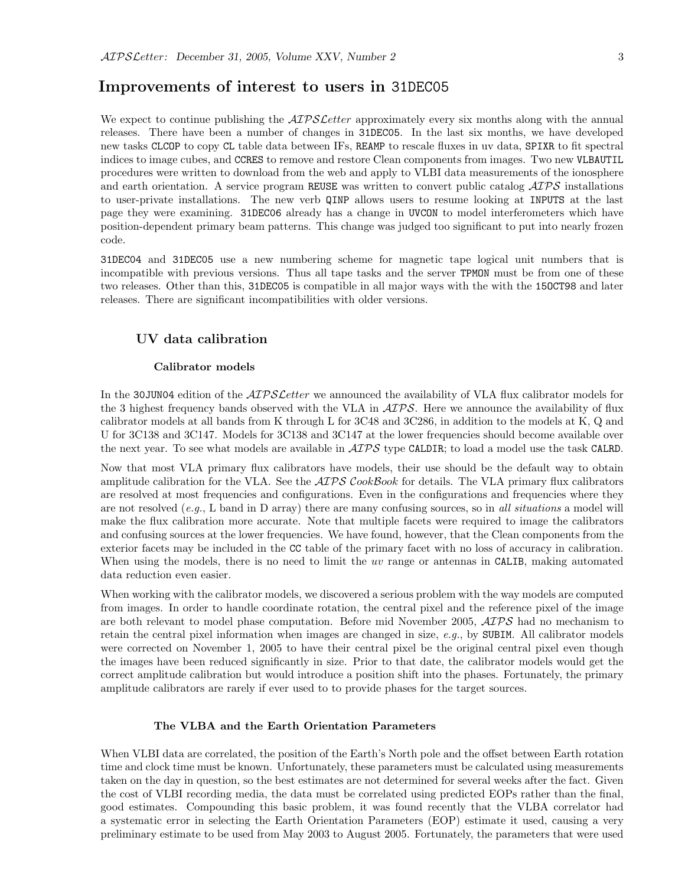## Improvements of interest to users in 31DEC05

We expect to continue publishing the *AIPSLetter* approximately every six months along with the annual releases. There have been a number of changes in 31DEC05. In the last six months, we have developed new tasks CLCOP to copy CL table data between IFs, REAMP to rescale fluxes in uv data, SPIXR to fit spectral indices to image cubes, and CCRES to remove and restore Clean components from images. Two new VLBAUTIL procedures were written to download from the web and apply to VLBI data measurements of the ionosphere and earth orientation. A service program REUSE was written to convert public catalog *AIPS* installations to user-private installations. The new verb QINP allows users to resume looking at INPUTS at the last page they were examining. 31DEC06 already has a change in UVCON to model interferometers which have position-dependent primary beam patterns. This change was judged too significant to put into nearly frozen code.

31DEC04 and 31DEC05 use a new numbering scheme for magnetic tape logical unit numbers that is incompatible with previous versions. Thus all tape tasks and the server TPMON must be from one of these two releases. Other than this, 31DEC05 is compatible in all major ways with the with the 15OCT98 and later releases. There are significant incompatibilities with older versions.

### UV data calibration

#### Calibrator models

In the 30JUN04 edition of the *AIPSLetter* we announced the availability of VLA flux calibrator models for the 3 highest frequency bands observed with the VLA in *AIPS*. Here we announce the availability of flux calibrator models at all bands from K through L for 3C48 and 3C286, in addition to the models at K, Q and U for 3C138 and 3C147. Models for 3C138 and 3C147 at the lower frequencies should become available over the next year. To see what models are available in *AIPS* type CALDIR; to load a model use the task CALRD.

Now that most VLA primary flux calibrators have models, their use should be the default way to obtain amplitude calibration for the VLA. See the *AIPS CookBook* for details. The VLA primary flux calibrators are resolved at most frequencies and configurations. Even in the configurations and frequencies where they are not resolved (*e.g.*, L band in D array) there are many confusing sources, so in *all situations* a model will make the flux calibration more accurate. Note that multiple facets were required to image the calibrators and confusing sources at the lower frequencies. We have found, however, that the Clean components from the exterior facets may be included in the CC table of the primary facet with no loss of accuracy in calibration. When using the models, there is no need to limit the *uv* range or antennas in CALIB, making automated data reduction even easier.

When working with the calibrator models, we discovered a serious problem with the way models are computed from images. In order to handle coordinate rotation, the central pixel and the reference pixel of the image are both relevant to model phase computation. Before mid November 2005, *AIPS* had no mechanism to retain the central pixel information when images are changed in size, *e.g.*, by SUBIM. All calibrator models were corrected on November 1, 2005 to have their central pixel be the original central pixel even though the images have been reduced significantly in size. Prior to that date, the calibrator models would get the correct amplitude calibration but would introduce a position shift into the phases. Fortunately, the primary amplitude calibrators are rarely if ever used to to provide phases for the target sources.

#### The VLBA and the Earth Orientation Parameters

When VLBI data are correlated, the position of the Earth's North pole and the offset between Earth rotation time and clock time must be known. Unfortunately, these parameters must be calculated using measurements taken on the day in question, so the best estimates are not determined for several weeks after the fact. Given the cost of VLBI recording media, the data must be correlated using predicted EOPs rather than the final, good estimates. Compounding this basic problem, it was found recently that the VLBA correlator had a systematic error in selecting the Earth Orientation Parameters (EOP) estimate it used, causing a very preliminary estimate to be used from May 2003 to August 2005. Fortunately, the parameters that were used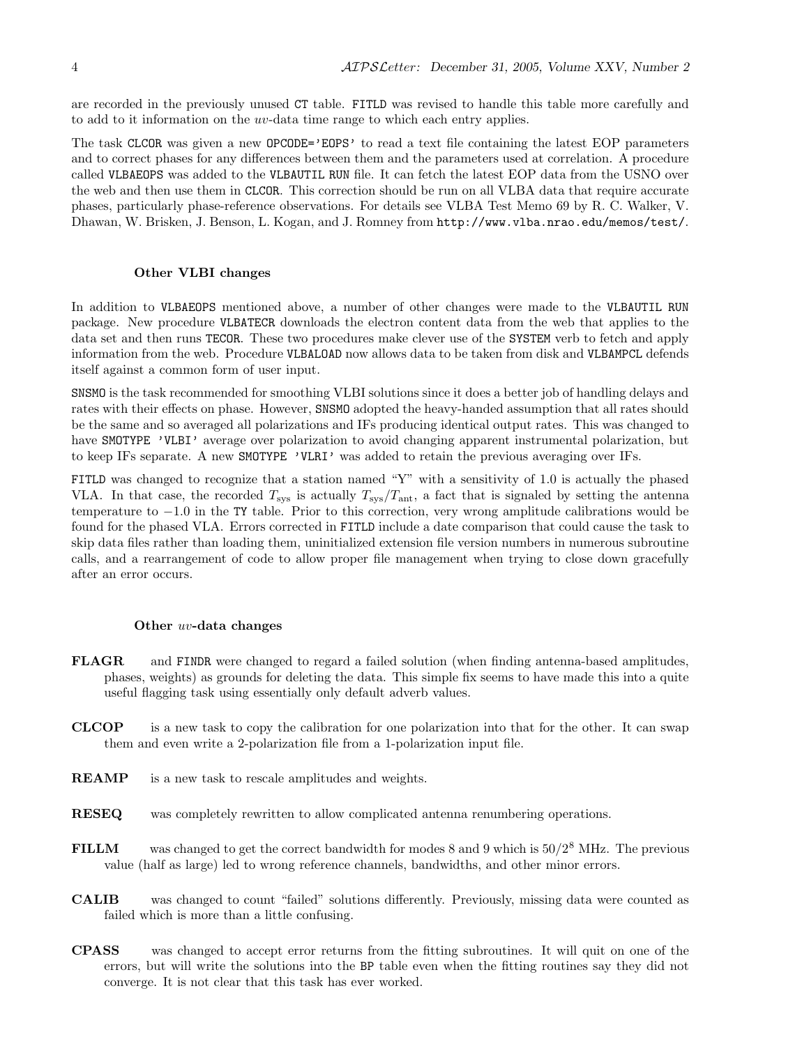are recorded in the previously unused CT table. FITLD was revised to handle this table more carefully and to add to it information on the *uv*-data time range to which each entry applies.

The task CLCOR was given a new OPCODE='EOPS' to read a text file containing the latest EOP parameters and to correct phases for any differences between them and the parameters used at correlation. A procedure called VLBAEOPS was added to the VLBAUTIL RUN file. It can fetch the latest EOP data from the USNO over the web and then use them in CLCOR. This correction should be run on all VLBA data that require accurate phases, particularly phase-reference observations. For details see VLBA Test Memo 69 by R. C. Walker, V. Dhawan, W. Brisken, J. Benson, L. Kogan, and J. Romney from http://www.vlba.nrao.edu/memos/test/.

### Other VLBI changes

In addition to VLBAEOPS mentioned above, a number of other changes were made to the VLBAUTIL RUN package. New procedure VLBATECR downloads the electron content data from the web that applies to the data set and then runs TECOR. These two procedures make clever use of the SYSTEM verb to fetch and apply information from the web. Procedure VLBALOAD now allows data to be taken from disk and VLBAMPCL defends itself against a common form of user input.

SNSMO is the task recommended for smoothing VLBI solutions since it does a better job of handling delays and rates with their effects on phase. However, SNSMO adopted the heavy-handed assumption that all rates should be the same and so averaged all polarizations and IFs producing identical output rates. This was changed to have SMOTYPE 'VLBI' average over polarization to avoid changing apparent instrumental polarization, but to keep IFs separate. A new SMOTYPE 'VLRI' was added to retain the previous averaging over IFs.

FITLD was changed to recognize that a station named "Y" with a sensitivity of 1.0 is actually the phased VLA. In that case, the recorded $T_{\rm sys}$ is actually $T_{\rm sys}/T_{\rm ant}$, a fact that is signaled by setting the antenna temperature to $-1.0$ in the TY table. Prior to this correction, very wrong amplitude calibrations would be found for the phased VLA. Errors corrected in FITLD include a date comparison that could cause the task to skip data files rather than loading them, uninitialized extension file version numbers in numerous subroutine calls, and a rearrangement of code to allow proper file management when trying to close down gracefully after an error occurs.

### Other *uv*-data changes

**FLAGR** and FINDR were changed to regard a failed solution (when finding antenna-based amplitudes, phases, weights) as grounds for deleting the data. This simple fix seems to have made this into a quite useful flagging task using essentially only default adverb values.

**CLCOP** is a new task to copy the calibration for one polarization into that for the other. It can swap them and even write a 2-polarization file from a 1-polarization input file.

**REAMP** is a new task to rescale amplitudes and weights.

**RESEQ** was completely rewritten to allow complicated antenna renumbering operations.

**FILLM** was changed to get the correct bandwidth for modes 8 and 9 which is $50/2^8$ MHz. The previous value (half as large) led to wrong reference channels, bandwidths, and other minor errors.

**CALIB** was changed to count "failed" solutions differently. Previously, missing data were counted as failed which is more than a little confusing.

**CPASS** was changed to accept error returns from the fitting subroutines. It will quit on one of the errors, but will write the solutions into the BP table even when the fitting routines say they did not converge. It is not clear that this task has ever worked.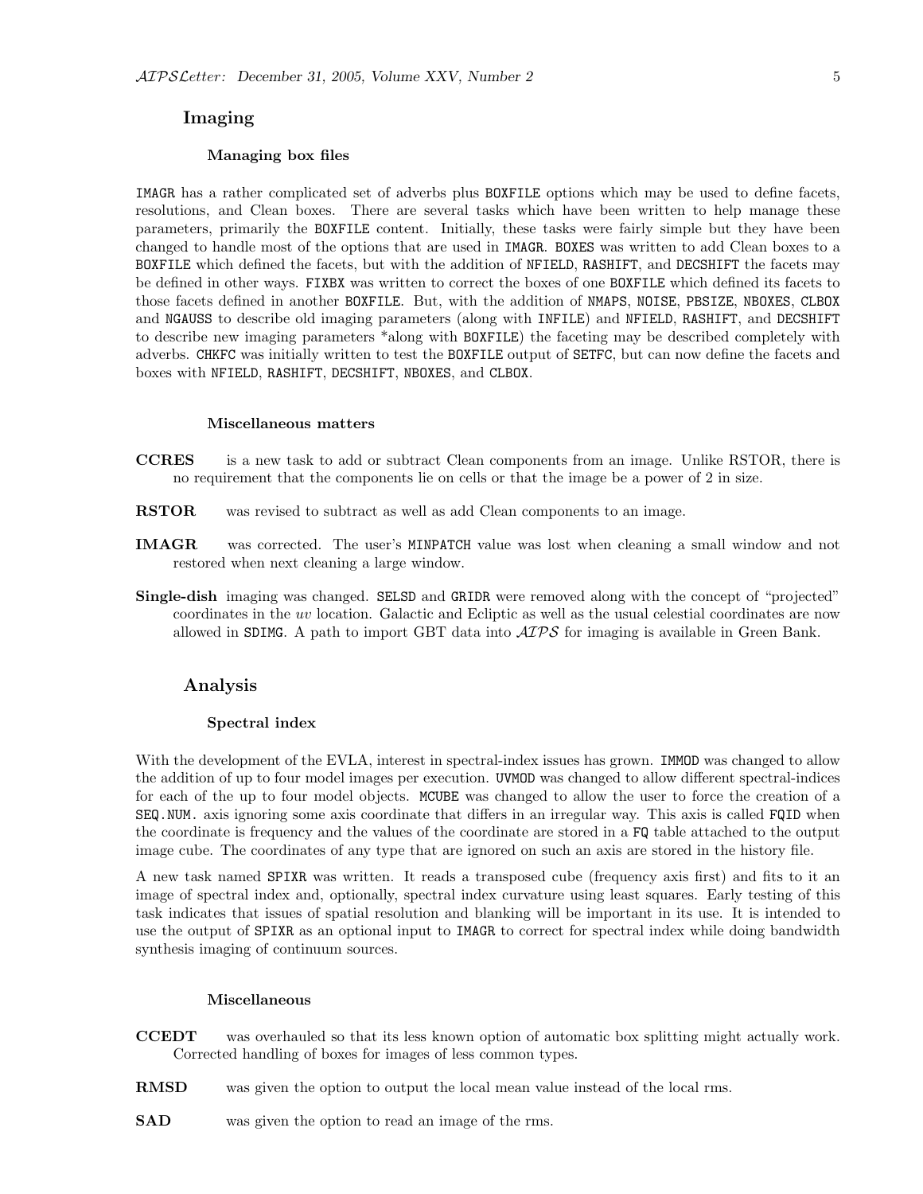## Imaging

### Managing box files

IMAGR has a rather complicated set of adverbs plus BOXFILE options which may be used to define facets, resolutions, and Clean boxes. There are several tasks which have been written to help manage these parameters, primarily the BOXFILE content. Initially, these tasks were fairly simple but they have been changed to handle most of the options that are used in IMAGR. BOXES was written to add Clean boxes to a BOXFILE which defined the facets, but with the addition of NFIELD, RASHIFT, and DECSHIFT the facets may be defined in other ways. FIXBX was written to correct the boxes of one BOXFILE which defined its facets to those facets defined in another BOXFILE. But, with the addition of NMAPS, NOISE, PBSIZE, NBOXES, CLBOX and NGAUSS to describe old imaging parameters (along with INFILE) and NFIELD, RASHIFT, and DECSHIFT to describe new imaging parameters *along with BOXFILE) the faceting may be described completely with adverbs. CHKFC was initially written to test the BOXFILE output of SETFC, but can now define the facets and boxes with NFIELD, RASHIFT, DECSHIFT, NBOXES, and CLBOX.

### Miscellaneous matters

**CCRES** is a new task to add or subtract Clean components from an image. Unlike RSTOR, there is no requirement that the components lie on cells or that the image be a power of 2 in size.

**RSTOR** was revised to subtract as well as add Clean components to an image.

**IMAGR** was corrected. The user's MINPATCH value was lost when cleaning a small window and not restored when next cleaning a large window.

**Single-dish** imaging was changed. SELSD and GRIDR were removed along with the concept of "projected" coordinates in the *uv* location. Galactic and Ecliptic as well as the usual celestial coordinates are now allowed in SDIMG. A path to import GBT data into *AIPS* for imaging is available in Green Bank.

## Analysis

### Spectral index

With the development of the EVLA, interest in spectral-index issues has grown. IMMOD was changed to allow the addition of up to four model images per execution. UVMOD was changed to allow different spectral-indices for each of the up to four model objects. MCUBE was changed to allow the user to force the creation of a SEQ.NUM. axis ignoring some axis coordinate that differs in an irregular way. This axis is called FQID when the coordinate is frequency and the values of the coordinate are stored in a FQ table attached to the output image cube. The coordinates of any type that are ignored on such an axis are stored in the history file.

A new task named SPIXR was written. It reads a transposed cube (frequency axis first) and fits to it an image of spectral index and, optionally, spectral index curvature using least squares. Early testing of this task indicates that issues of spatial resolution and blanking will be important in its use. It is intended to use the output of SPIXR as an optional input to IMAGR to correct for spectral index while doing bandwidth synthesis imaging of continuum sources.

### Miscellaneous

**CCEDT** was overhauled so that its less known option of automatic box splitting might actually work. Corrected handling of boxes for images of less common types.

**RMSD** was given the option to output the local mean value instead of the local rms.

**SAD** was given the option to read an image of the rms.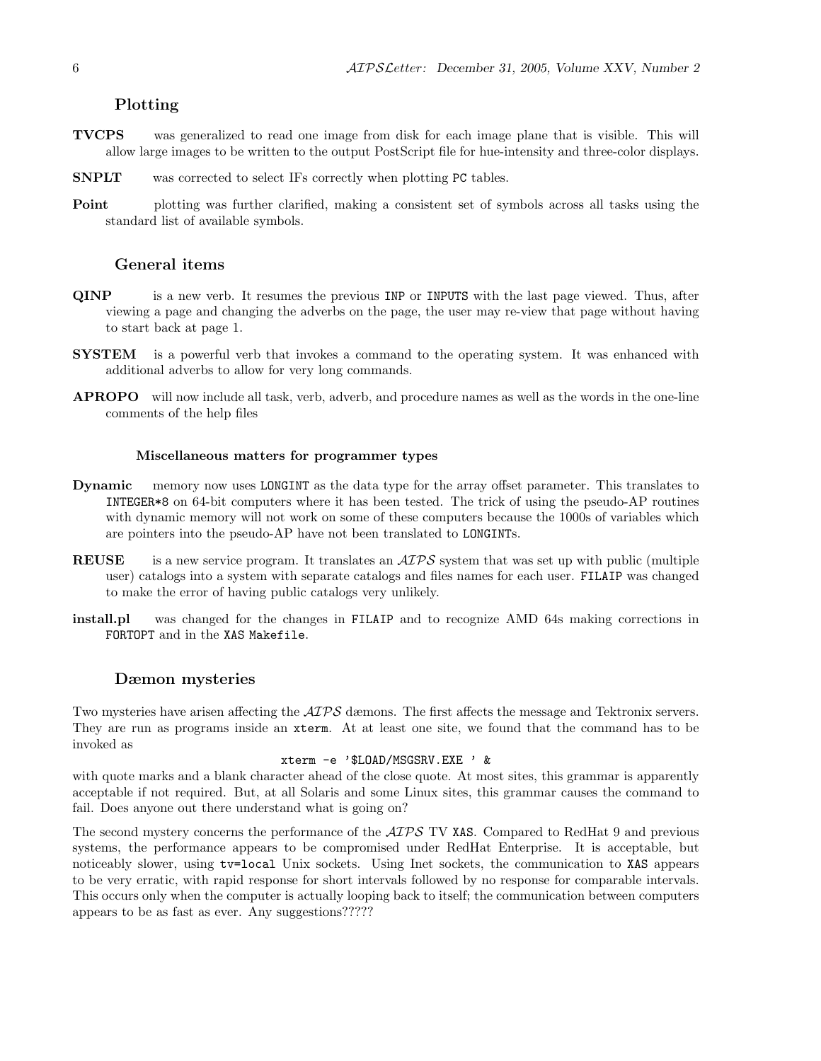### Plotting

**TVCPS** was generalized to read one image from disk for each image plane that is visible. This will allow large images to be written to the output PostScript file for hue-intensity and three-color displays.

**SNPLT** was corrected to select IFs correctly when plotting `PC` tables.

**Point** plotting was further clarified, making a consistent set of symbols across all tasks using the standard list of available symbols.

### General items

**QINP** is a new verb. It resumes the previous `INP` or `INPUTS` with the last page viewed. Thus, after viewing a page and changing the adverbs on the page, the user may re-view that page without having to start back at page 1.

**SYSTEM** is a powerful verb that invokes a command to the operating system. It was enhanced with additional adverbs to allow for very long commands.

**APROPO** will now include all task, verb, adverb, and procedure names as well as the words in the one-line comments of the help files

#### Miscellaneous matters for programmer types

**Dynamic** memory now uses `LONGINT` as the data type for the array offset parameter. This translates to `INTEGER*8` on 64-bit computers where it has been tested. The trick of using the pseudo-AP routines with dynamic memory will not work on some of these computers because the 1000s of variables which are pointers into the pseudo-AP have not been translated to `LONGINT`s.

**REUSE** is a new service program. It translates an *AIPS* system that was set up with public (multiple user) catalogs into a system with separate catalogs and files names for each user. `FILAIP` was changed to make the error of having public catalogs very unlikely.

**install.pl** was changed for the changes in `FILAIP` and to recognize AMD 64s making corrections in `FORTOPT` and in the `XAS Makefile`.

### Dæmon mysteries

Two mysteries have arisen affecting the *AIPS* dæmons. The first affects the message and Tektronix servers. They are run as programs inside an `xterm`. At at least one site, we found that the command has to be invoked as

```
xterm -e '$LOAD/MSGSRV.EXE ' &
```

with quote marks and a blank character ahead of the close quote. At most sites, this grammar is apparently acceptable if not required. But, at all Solaris and some Linux sites, this grammar causes the command to fail. Does anyone out there understand what is going on?

The second mystery concerns the performance of the *AIPS* TV `XAS`. Compared to RedHat 9 and previous systems, the performance appears to be compromised under RedHat Enterprise. It is acceptable, but noticeably slower, using `tv=local` Unix sockets. Using Inet sockets, the communication to `XAS` appears to be very erratic, with rapid response for short intervals followed by no response for comparable intervals. This occurs only when the computer is actually looping back to itself; the communication between computers appears to be as fast as ever. Any suggestions?????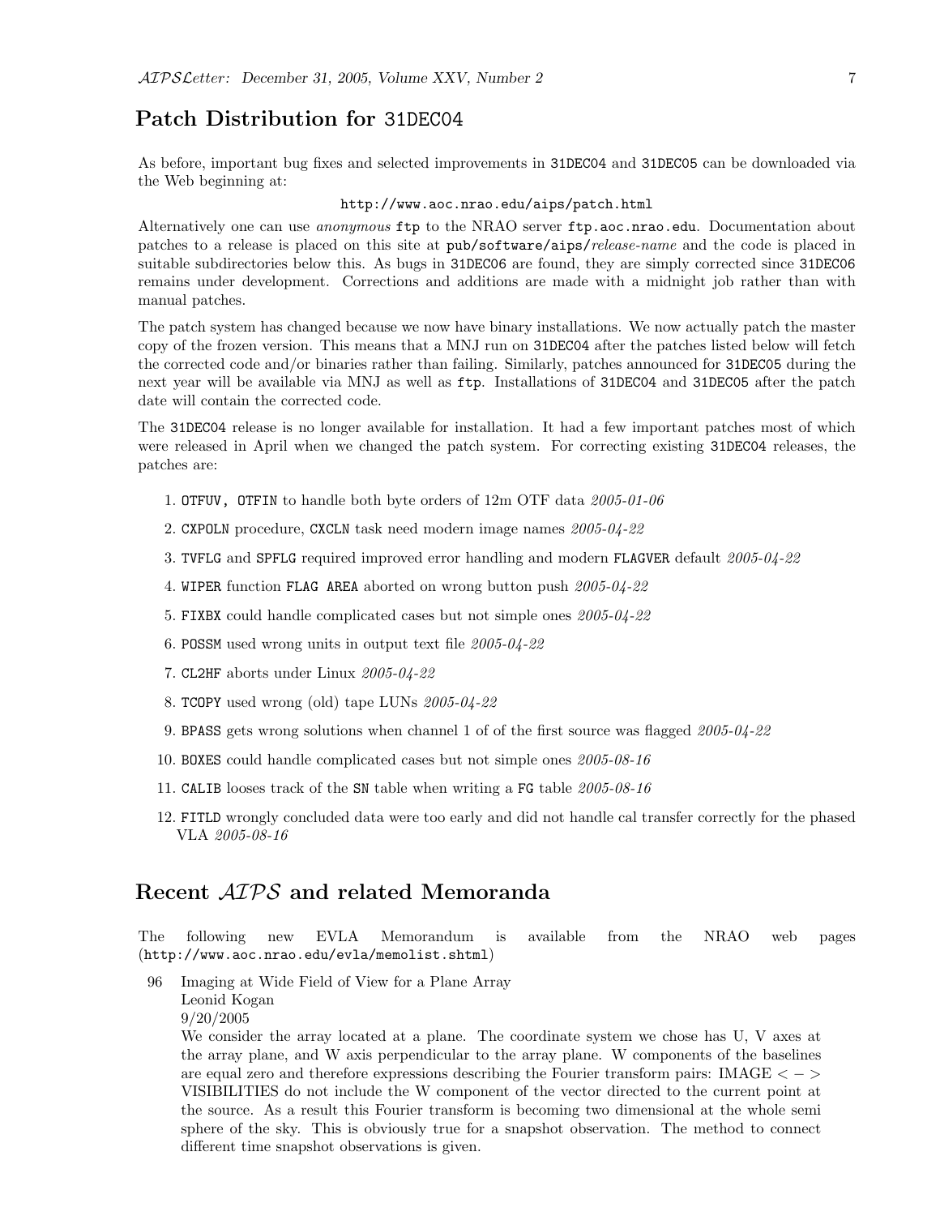## Patch Distribution for 31DEC04

As before, important bug fixes and selected improvements in 31DEC04 and 31DEC05 can be downloaded via the Web beginning at:

http://www.aoc.nrao.edu/aips/patch.html

Alternatively one can use *anonymous* ftp to the NRAO server ftp.aoc.nrao.edu. Documentation about patches to a release is placed on this site at pub/software/aips/*release-name* and the code is placed in suitable subdirectories below this. As bugs in 31DEC06 are found, they are simply corrected since 31DEC06 remains under development. Corrections and additions are made with a midnight job rather than with manual patches.

The patch system has changed because we now have binary installations. We now actually patch the master copy of the frozen version. This means that a MNJ run on 31DEC04 after the patches listed below will fetch the corrected code and/or binaries rather than failing. Similarly, patches announced for 31DEC05 during the next year will be available via MNJ as well as ftp. Installations of 31DEC04 and 31DEC05 after the patch date will contain the corrected code.

The 31DEC04 release is no longer available for installation. It had a few important patches most of which were released in April when we changed the patch system. For correcting existing 31DEC04 releases, the patches are:

1. OTFUV, OTFIN to handle both byte orders of 12m OTF data *2005-01-06*
2. CXPOLN procedure, CXCLN task need modern image names *2005-04-22*
3. TVFLG and SPFLG required improved error handling and modern FLAGVER default *2005-04-22*
4. WIPER function FLAG AREA aborted on wrong button push *2005-04-22*
5. FIXBX could handle complicated cases but not simple ones *2005-04-22*
6. POSSM used wrong units in output text file *2005-04-22*
7. CL2HF aborts under Linux *2005-04-22*
8. TCOPY used wrong (old) tape LUNs *2005-04-22*
9. BPASS gets wrong solutions when channel 1 of of the first source was flagged *2005-04-22*
10. BOXES could handle complicated cases but not simple ones *2005-08-16*
11. CALIB looses track of the SN table when writing a FG table *2005-08-16*
12. FITLD wrongly concluded data were too early and did not handle cal transfer correctly for the phased VLA *2005-08-16*

## Recent *AIPS* and related Memoranda

The following new EVLA Memorandum is available from the NRAO web pages (http://www.aoc.nrao.edu/evla/memolist.shtml)

96 Imaging at Wide Field of View for a Plane Array
Leonid Kogan
9/20/2005
We consider the array located at a plane. The coordinate system we chose has U, V axes at the array plane, and W axis perpendicular to the array plane. W components of the baselines are equal zero and therefore expressions describing the Fourier transform pairs: IMAGE $<->$ VISIBILITIES do not include the W component of the vector directed to the current point at the source. As a result this Fourier transform is becoming two dimensional at the whole semi sphere of the sky. This is obviously true for a snapshot observation. The method to connect different time snapshot observations is given.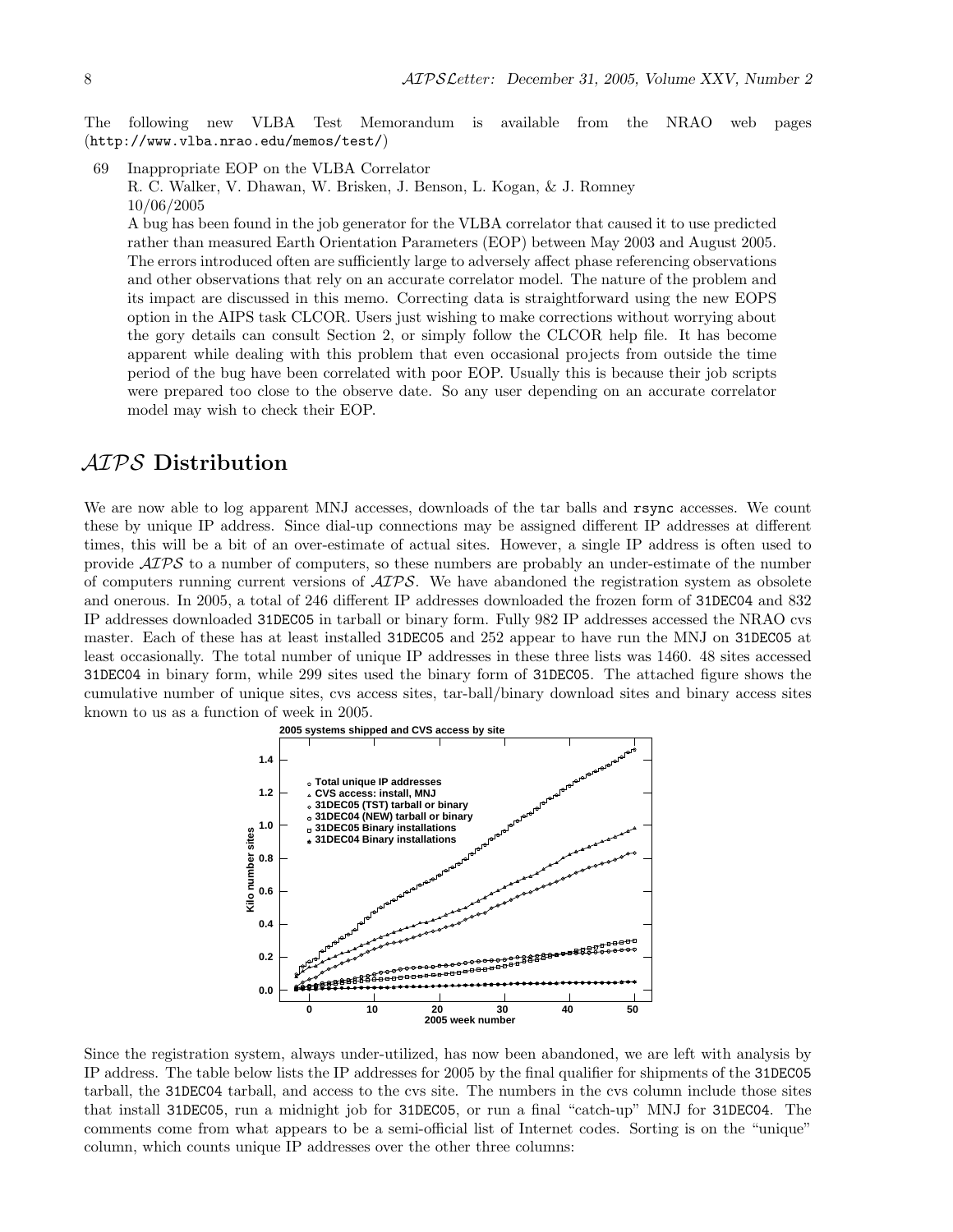The following new VLBA Test Memorandum is available from the NRAO web pages (`http://www.vlba.nrao.edu/memos/test/`)

69 Inappropriate EOP on the VLBA Correlator
R. C. Walker, V. Dhawan, W. Brisken, J. Benson, L. Kogan, & J. Romney
10/06/2005
A bug has been found in the job generator for the VLBA correlator that caused it to use predicted rather than measured Earth Orientation Parameters (EOP) between May 2003 and August 2005. The errors introduced often are sufficiently large to adversely affect phase referencing observations and other observations that rely on an accurate correlator model. The nature of the problem and its impact are discussed in this memo. Correcting data is straightforward using the new EOPS option in the AIPS task CLCOR. Users just wishing to make corrections without worrying about the gory details can consult Section 2, or simply follow the CLCOR help file. It has become apparent while dealing with this problem that even occasional projects from outside the time period of the bug have been correlated with poor EOP. Usually this is because their job scripts were prepared too close to the observe date. So any user depending on an accurate correlator model may wish to check their EOP.

## *AIPS* Distribution

We are now able to log apparent MNJ accesses, downloads of the tar balls and `rsync` accesses. We count these by unique IP address. Since dial-up connections may be assigned different IP addresses at different times, this will be a bit of an over-estimate of actual sites. However, a single IP address is often used to provide *AIPS* to a number of computers, so these numbers are probably an under-estimate of the number of computers running current versions of *AIPS*. We have abandoned the registration system as obsolete and onerous. In 2005, a total of 246 different IP addresses downloaded the frozen form of `31DEC04` and 832 IP addresses downloaded `31DEC05` in tarball or binary form. Fully 982 IP addresses accessed the NRAO cvs master. Each of these has at least installed `31DEC05` and 252 appear to have run the MNJ on `31DEC05` at least occasionally. The total number of unique IP addresses in these three lists was 1460. 48 sites accessed `31DEC04` in binary form, while 299 sites used the binary form of `31DEC05`. The attached figure shows the cumulative number of unique sites, cvs access sites, tar-ball/binary download sites and binary access sites known to us as a function of week in 2005.

Since the registration system, always under-utilized, has now been abandoned, we are left with analysis by IP address. The table below lists the IP addresses for 2005 by the final qualifier for shipments of the `31DEC05` tarball, the `31DEC04` tarball, and access to the cvs site. The numbers in the cvs column include those sites that install `31DEC05`, run a midnight job for `31DEC05`, or run a final "catch-up" MNJ for `31DEC04`. The comments come from what appears to be a semi-official list of Internet codes. Sorting is on the "unique" column, which counts unique IP addresses over the other three columns: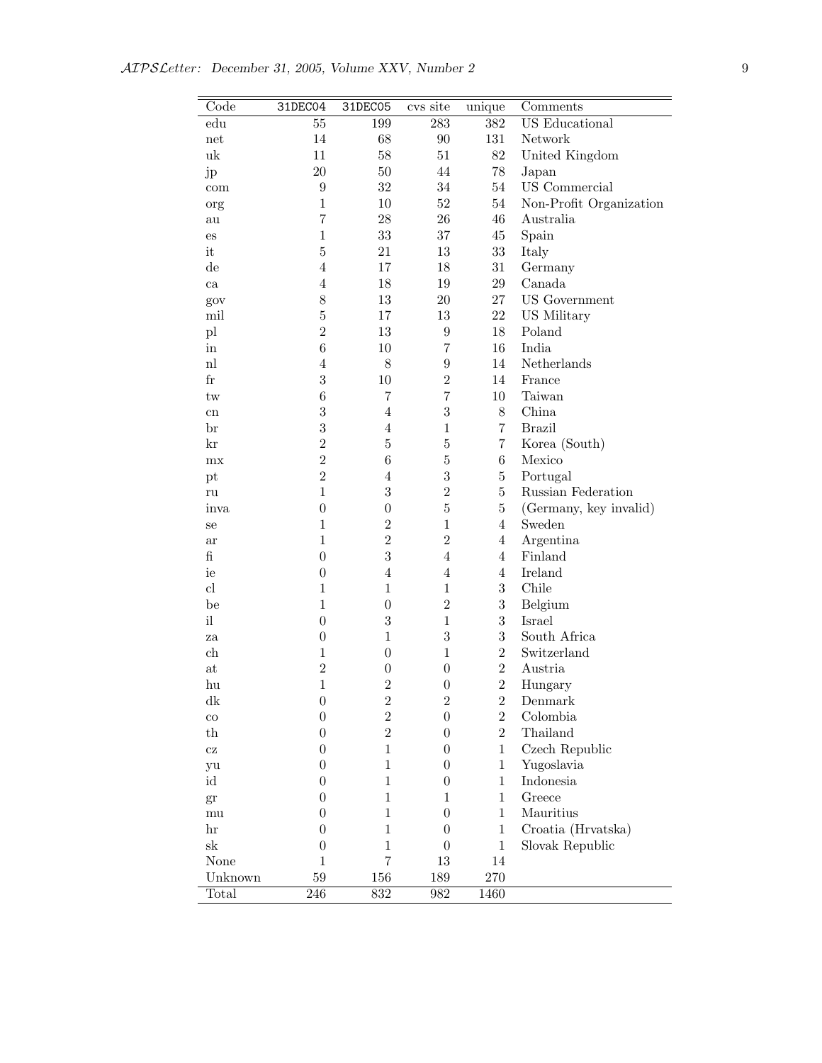| Code | 31DEC04 | 31DEC05 | cvs site | unique | Comments |
|---|---|---|---|---|---|
| edu | 55 | 199 | 283 | 382 | US Educational |
| net | 14 | 68 | 90 | 131 | Network |
| uk | 11 | 58 | 51 | 82 | United Kingdom |
| jp | 20 | 50 | 44 | 78 | Japan |
| com | 9 | 32 | 34 | 54 | US Commercial |
| org | 1 | 10 | 52 | 54 | Non-Profit Organization |
| au | 7 | 28 | 26 | 46 | Australia |
| es | 1 | 33 | 37 | 45 | Spain |
| it | 5 | 21 | 13 | 33 | Italy |
| de | 4 | 17 | 18 | 31 | Germany |
| ca | 4 | 18 | 19 | 29 | Canada |
| gov | 8 | 13 | 20 | 27 | US Government |
| mil | 5 | 17 | 13 | 22 | US Military |
| pl | 2 | 13 | 9 | 18 | Poland |
| in | 6 | 10 | 7 | 16 | India |
| nl | 4 | 8 | 9 | 14 | Netherlands |
| fr | 3 | 10 | 2 | 14 | France |
| tw | 6 | 7 | 7 | 10 | Taiwan |
| cn | 3 | 4 | 3 | 8 | China |
| br | 3 | 4 | 1 | 7 | Brazil |
| kr | 2 | 5 | 5 | 7 | Korea (South) |
| mx | 2 | 6 | 5 | 6 | Mexico |
| pt | 2 | 4 | 3 | 5 | Portugal |
| ru | 1 | 3 | 2 | 5 | Russian Federation |
| inva | 0 | 0 | 5 | 5 | (Germany, key invalid) |
| se | 1 | 2 | 1 | 4 | Sweden |
| ar | 1 | 2 | 2 | 4 | Argentina |
| fi | 0 | 3 | 4 | 4 | Finland |
| ie | 0 | 4 | 4 | 4 | Ireland |
| cl | 1 | 1 | 1 | 3 | Chile |
| be | 1 | 0 | 2 | 3 | Belgium |
| il | 0 | 3 | 1 | 3 | Israel |
| za | 0 | 1 | 3 | 3 | South Africa |
| ch | 1 | 0 | 1 | 2 | Switzerland |
| at | 2 | 0 | 0 | 2 | Austria |
| hu | 1 | 2 | 0 | 2 | Hungary |
| dk | 0 | 2 | 2 | 2 | Denmark |
| co | 0 | 2 | 0 | 2 | Colombia |
| th | 0 | 2 | 0 | 2 | Thailand |
| cz | 0 | 1 | 0 | 1 | Czech Republic |
| yu | 0 | 1 | 0 | 1 | Yugoslavia |
| id | 0 | 1 | 0 | 1 | Indonesia |
| gr | 0 | 1 | 1 | 1 | Greece |
| mu | 0 | 1 | 0 | 1 | Mauritius |
| hr | 0 | 1 | 0 | 1 | Croatia (Hrvatska) |
| sk | 0 | 1 | 0 | 1 | Slovak Republic |
| None | 1 | 7 | 13 | 14 | |
| Unknown | 59 | 156 | 189 | 270 | |
| Total | 246 | 832 | 982 | 1460 | |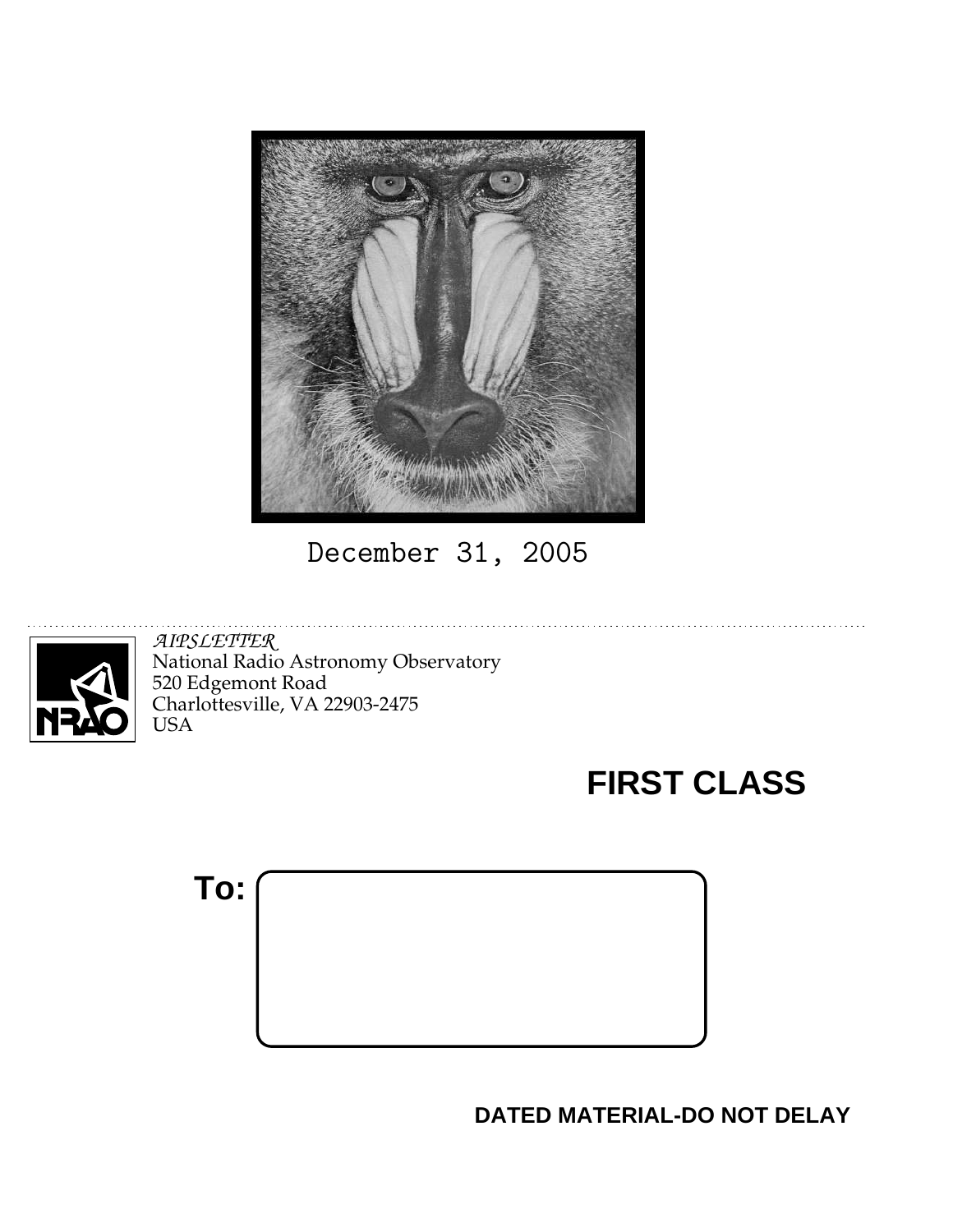December 31, 2005

*AIPSLETTER*
National Radio Astronomy Observatory
520 Edgemont Road
Charlottesville, VA 22903-2475
USA

**FIRST CLASS**

**To:**

**DATED MATERIAL-DO NOT DELAY**